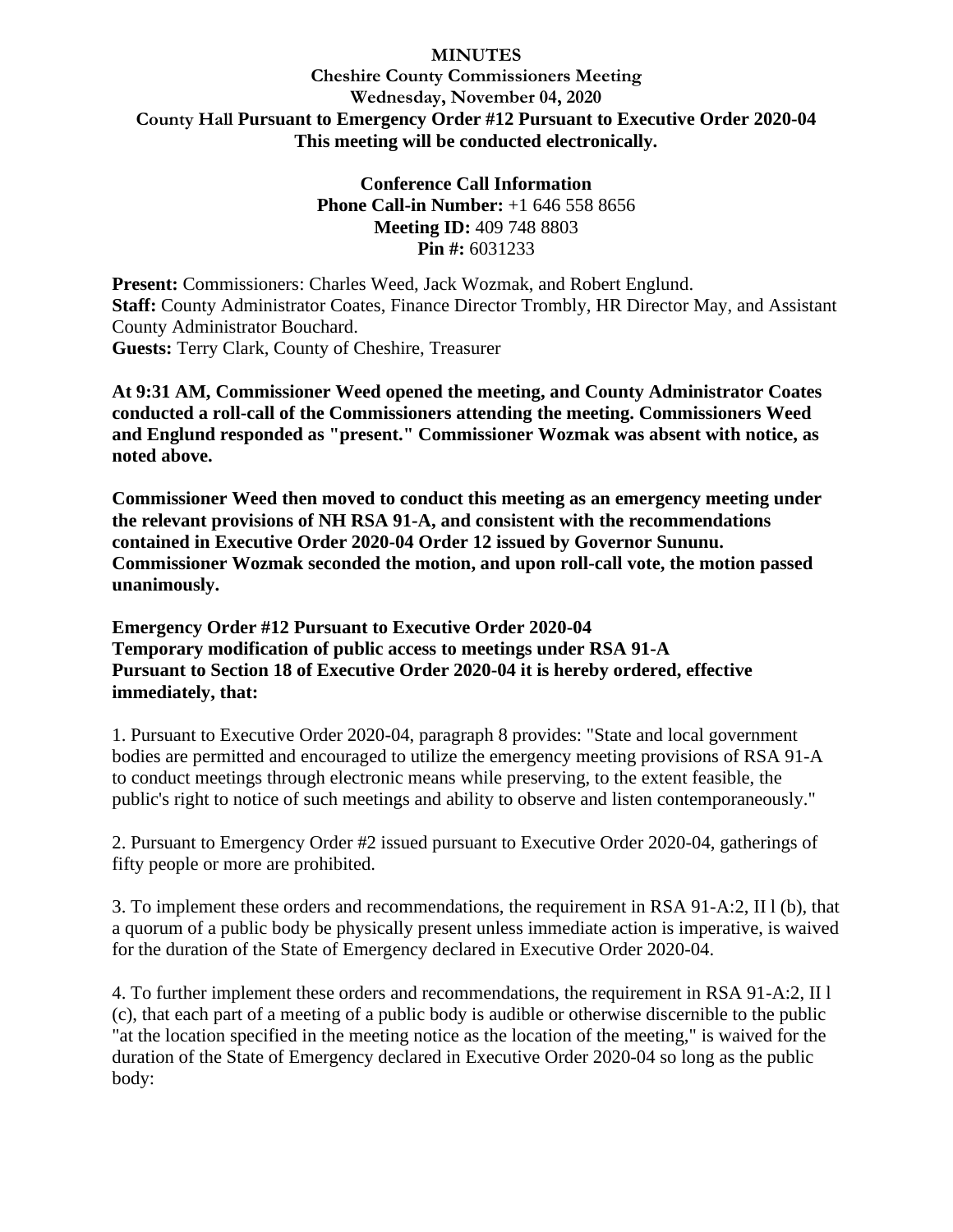**MINUTES**
**Cheshire County Commissioners Meeting**
**Wednesday, November 04, 2020**
**County Hall Pursuant to Emergency Order #12 Pursuant to Executive Order 2020-04**
**This meeting will be conducted electronically.**

**Conference Call Information**
**Phone Call-in Number:** +1 646 558 8656
**Meeting ID:** 409 748 8803
**Pin #:** 6031233

**Present:** Commissioners: Charles Weed, Jack Wozmak, and Robert Englund.
**Staff:** County Administrator Coates, Finance Director Trombly, HR Director May, and Assistant County Administrator Bouchard.
**Guests:** Terry Clark, County of Cheshire, Treasurer

**At 9:31 AM, Commissioner Weed opened the meeting, and County Administrator Coates conducted a roll-call of the Commissioners attending the meeting. Commissioners Weed and Englund responded as "present." Commissioner Wozmak was absent with notice, as noted above.**

**Commissioner Weed then moved to conduct this meeting as an emergency meeting under the relevant provisions of NH RSA 91-A, and consistent with the recommendations contained in Executive Order 2020-04 Order 12 issued by Governor Sununu. Commissioner Wozmak seconded the motion, and upon roll-call vote, the motion passed unanimously.**

**Emergency Order #12 Pursuant to Executive Order 2020-04**
**Temporary modification of public access to meetings under RSA 91-A**
**Pursuant to Section 18 of Executive Order 2020-04 it is hereby ordered, effective immediately, that:**

1. Pursuant to Executive Order 2020-04, paragraph 8 provides: "State and local government bodies are permitted and encouraged to utilize the emergency meeting provisions of RSA 91-A to conduct meetings through electronic means while preserving, to the extent feasible, the public's right to notice of such meetings and ability to observe and listen contemporaneously."

2. Pursuant to Emergency Order #2 issued pursuant to Executive Order 2020-04, gatherings of fifty people or more are prohibited.

3. To implement these orders and recommendations, the requirement in RSA 91-A:2, II l (b), that a quorum of a public body be physically present unless immediate action is imperative, is waived for the duration of the State of Emergency declared in Executive Order 2020-04.

4. To further implement these orders and recommendations, the requirement in RSA 91-A:2, II l (c), that each part of a meeting of a public body is audible or otherwise discernible to the public "at the location specified in the meeting notice as the location of the meeting," is waived for the duration of the State of Emergency declared in Executive Order 2020-04 so long as the public body: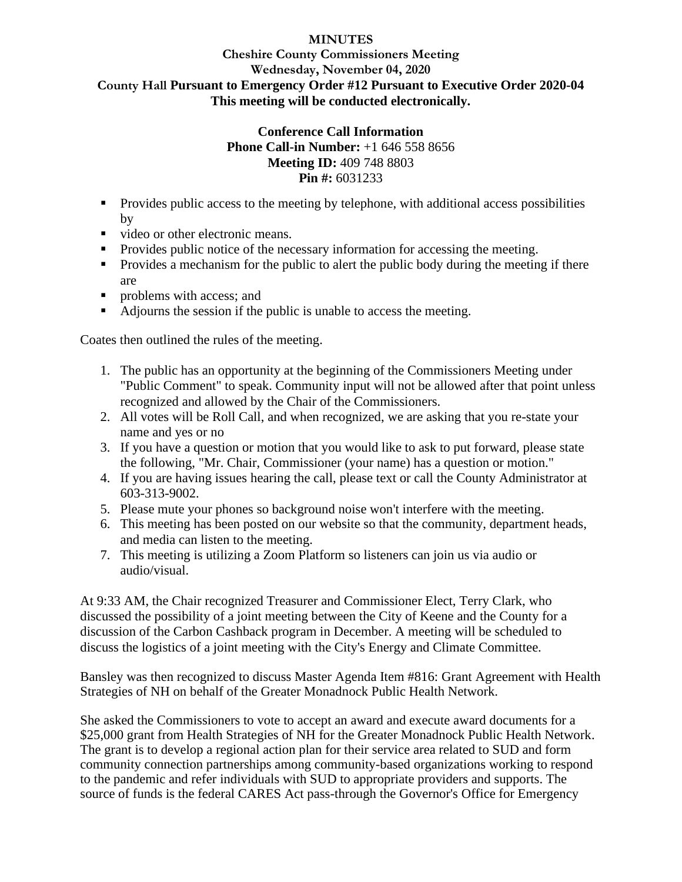**MINUTES**

**Cheshire County Commissioners Meeting**

**Wednesday, November 04, 2020**

**County Hall Pursuant to Emergency Order #12 Pursuant to Executive Order 2020-04**

**This meeting will be conducted electronically.**

**Conference Call Information**

**Phone Call-in Number:** +1 646 558 8656

**Meeting ID:** 409 748 8803

**Pin #:** 6031233

- Provides public access to the meeting by telephone, with additional access possibilities by
- video or other electronic means.
- Provides public notice of the necessary information for accessing the meeting.
- Provides a mechanism for the public to alert the public body during the meeting if there are
- problems with access; and
- Adjourns the session if the public is unable to access the meeting.

Coates then outlined the rules of the meeting.

1. The public has an opportunity at the beginning of the Commissioners Meeting under "Public Comment" to speak. Community input will not be allowed after that point unless recognized and allowed by the Chair of the Commissioners.
2. All votes will be Roll Call, and when recognized, we are asking that you re-state your name and yes or no
3. If you have a question or motion that you would like to ask to put forward, please state the following, "Mr. Chair, Commissioner (your name) has a question or motion."
4. If you are having issues hearing the call, please text or call the County Administrator at 603-313-9002.
5. Please mute your phones so background noise won't interfere with the meeting.
6. This meeting has been posted on our website so that the community, department heads, and media can listen to the meeting.
7. This meeting is utilizing a Zoom Platform so listeners can join us via audio or audio/visual.

At 9:33 AM, the Chair recognized Treasurer and Commissioner Elect, Terry Clark, who discussed the possibility of a joint meeting between the City of Keene and the County for a discussion of the Carbon Cashback program in December. A meeting will be scheduled to discuss the logistics of a joint meeting with the City's Energy and Climate Committee.

Bansley was then recognized to discuss Master Agenda Item #816: Grant Agreement with Health Strategies of NH on behalf of the Greater Monadnock Public Health Network.

She asked the Commissioners to vote to accept an award and execute award documents for a $25,000 grant from Health Strategies of NH for the Greater Monadnock Public Health Network. The grant is to develop a regional action plan for their service area related to SUD and form community connection partnerships among community-based organizations working to respond to the pandemic and refer individuals with SUD to appropriate providers and supports. The source of funds is the federal CARES Act pass-through the Governor's Office for Emergency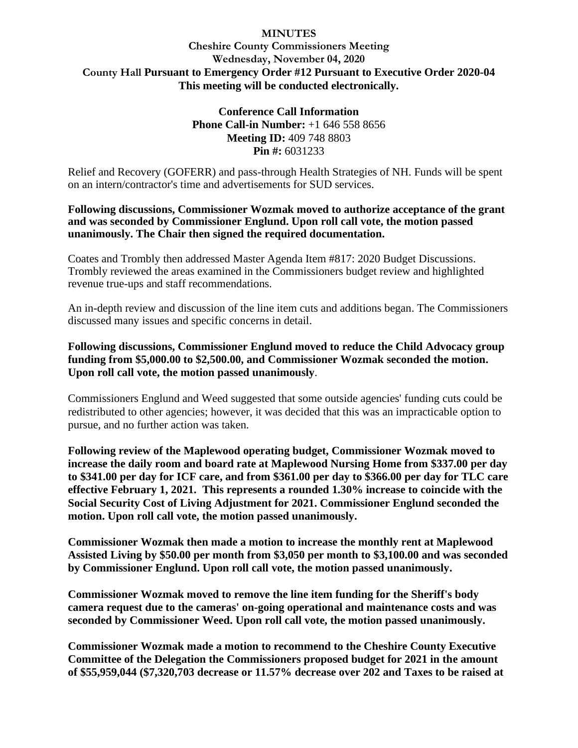**MINUTES**
**Cheshire County Commissioners Meeting**
**Wednesday, November 04, 2020**
**County Hall Pursuant to Emergency Order #12 Pursuant to Executive Order 2020-04**
**This meeting will be conducted electronically.**

**Conference Call Information**
**Phone Call-in Number:** +1 646 558 8656
**Meeting ID:** 409 748 8803
**Pin #:** 6031233

Relief and Recovery (GOFERR) and pass-through Health Strategies of NH. Funds will be spent on an intern/contractor's time and advertisements for SUD services.

**Following discussions, Commissioner Wozmak moved to authorize acceptance of the grant and was seconded by Commissioner Englund. Upon roll call vote, the motion passed unanimously. The Chair then signed the required documentation.**

Coates and Trombly then addressed Master Agenda Item #817: 2020 Budget Discussions. Trombly reviewed the areas examined in the Commissioners budget review and highlighted revenue true-ups and staff recommendations.

An in-depth review and discussion of the line item cuts and additions began. The Commissioners discussed many issues and specific concerns in detail.

**Following discussions, Commissioner Englund moved to reduce the Child Advocacy group funding from $5,000.00 to $2,500.00, and Commissioner Wozmak seconded the motion. Upon roll call vote, the motion passed unanimously**.

Commissioners Englund and Weed suggested that some outside agencies' funding cuts could be redistributed to other agencies; however, it was decided that this was an impracticable option to pursue, and no further action was taken.

**Following review of the Maplewood operating budget, Commissioner Wozmak moved to increase the daily room and board rate at Maplewood Nursing Home from $337.00 per day to $341.00 per day for ICF care, and from $361.00 per day to $366.00 per day for TLC care effective February 1, 2021. This represents a rounded 1.30% increase to coincide with the Social Security Cost of Living Adjustment for 2021. Commissioner Englund seconded the motion. Upon roll call vote, the motion passed unanimously.**

**Commissioner Wozmak then made a motion to increase the monthly rent at Maplewood Assisted Living by $50.00 per month from $3,050 per month to $3,100.00 and was seconded by Commissioner Englund. Upon roll call vote, the motion passed unanimously.**

**Commissioner Wozmak moved to remove the line item funding for the Sheriff's body camera request due to the cameras' on-going operational and maintenance costs and was seconded by Commissioner Weed. Upon roll call vote, the motion passed unanimously.**

**Commissioner Wozmak made a motion to recommend to the Cheshire County Executive Committee of the Delegation the Commissioners proposed budget for 2021 in the amount of $55,959,044 ($7,320,703 decrease or 11.57% decrease over 202 and Taxes to be raised at**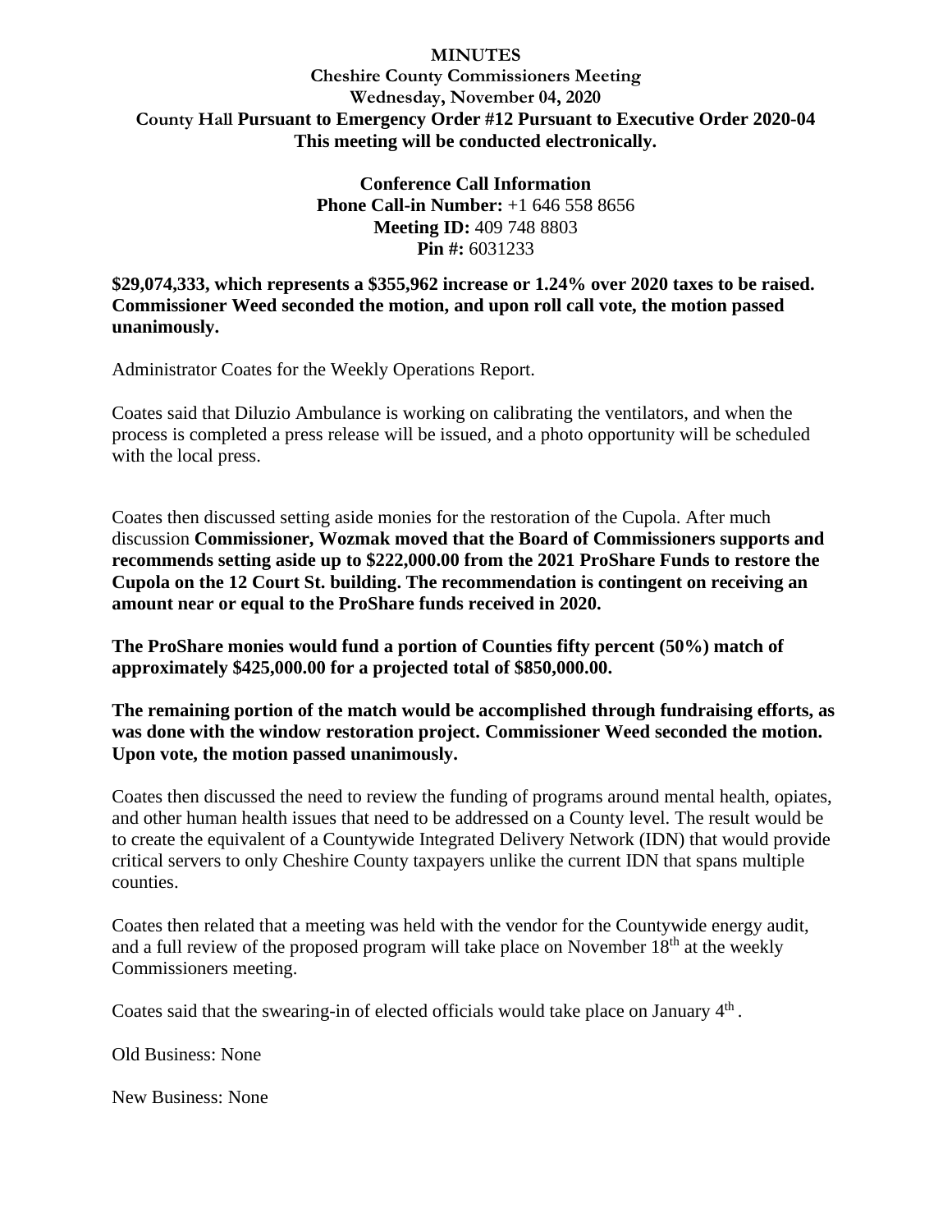**MINUTES**

**Cheshire County Commissioners Meeting**

**Wednesday, November 04, 2020**

**County Hall Pursuant to Emergency Order #12 Pursuant to Executive Order 2020-04**

**This meeting will be conducted electronically.**

**Conference Call Information**

**Phone Call-in Number:** +1 646 558 8656

**Meeting ID:** 409 748 8803

**Pin #:** 6031233

**$29,074,333, which represents a $355,962 increase or 1.24% over 2020 taxes to be raised. Commissioner Weed seconded the motion, and upon roll call vote, the motion passed unanimously.**

Administrator Coates for the Weekly Operations Report.

Coates said that Diluzio Ambulance is working on calibrating the ventilators, and when the process is completed a press release will be issued, and a photo opportunity will be scheduled with the local press.

Coates then discussed setting aside monies for the restoration of the Cupola. After much discussion **Commissioner, Wozmak moved that the Board of Commissioners supports and recommends setting aside up to $222,000.00 from the 2021 ProShare Funds to restore the Cupola on the 12 Court St. building. The recommendation is contingent on receiving an amount near or equal to the ProShare funds received in 2020.**

**The ProShare monies would fund a portion of Counties fifty percent (50%) match of approximately $425,000.00 for a projected total of $850,000.00.**

**The remaining portion of the match would be accomplished through fundraising efforts, as was done with the window restoration project. Commissioner Weed seconded the motion. Upon vote, the motion passed unanimously.**

Coates then discussed the need to review the funding of programs around mental health, opiates, and other human health issues that need to be addressed on a County level. The result would be to create the equivalent of a Countywide Integrated Delivery Network (IDN) that would provide critical servers to only Cheshire County taxpayers unlike the current IDN that spans multiple counties.

Coates then related that a meeting was held with the vendor for the Countywide energy audit, and a full review of the proposed program will take place on November 18th at the weekly Commissioners meeting.

Coates said that the swearing-in of elected officials would take place on January 4th .

Old Business: None

New Business: None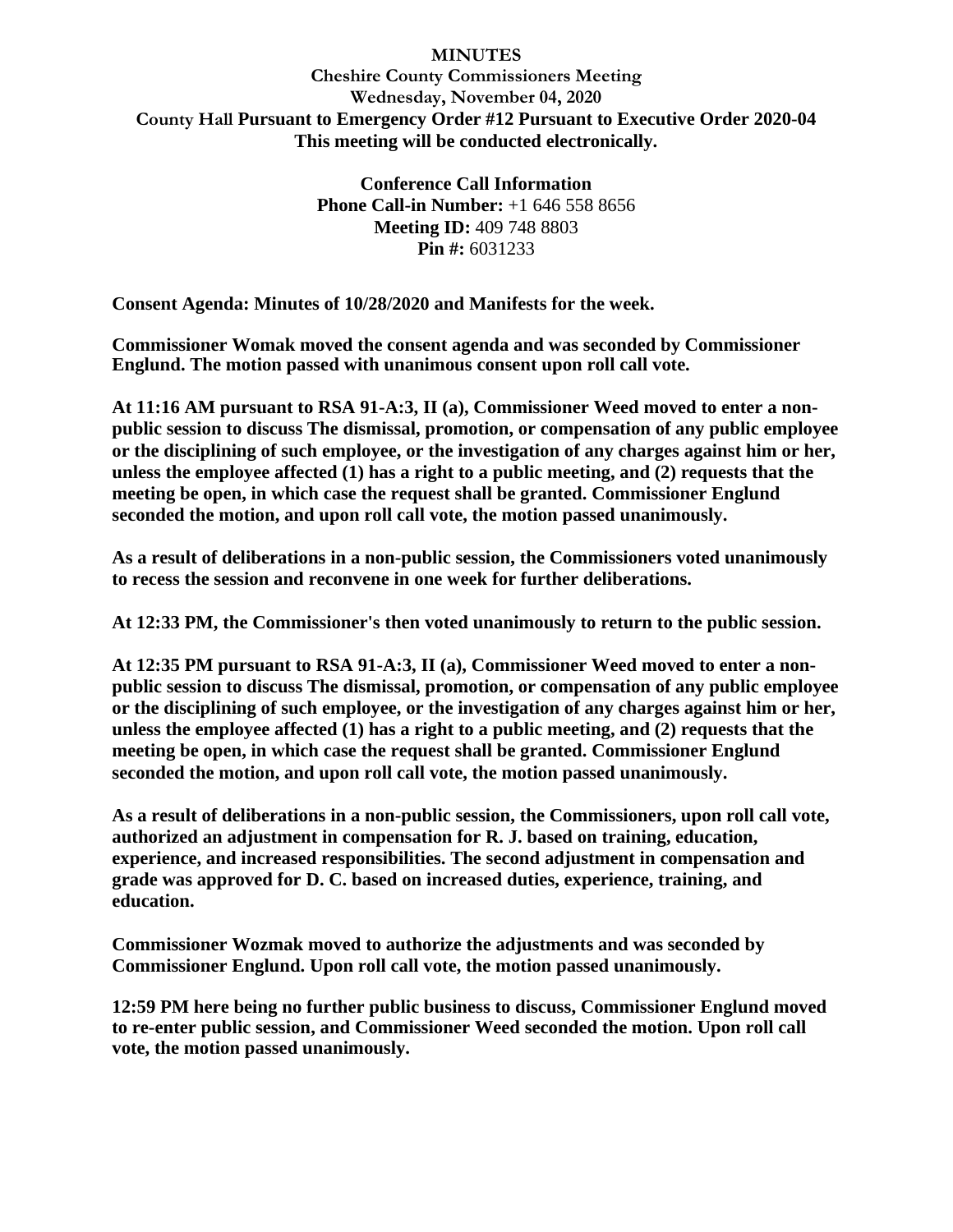**MINUTES**
**Cheshire County Commissioners Meeting**
**Wednesday, November 04, 2020**
**County Hall Pursuant to Emergency Order #12 Pursuant to Executive Order 2020-04**
**This meeting will be conducted electronically.**

**Conference Call Information**
**Phone Call-in Number:** +1 646 558 8656
**Meeting ID:** 409 748 8803
**Pin #:** 6031233

**Consent Agenda: Minutes of 10/28/2020 and Manifests for the week.**

**Commissioner Womak moved the consent agenda and was seconded by Commissioner Englund. The motion passed with unanimous consent upon roll call vote.**

**At 11:16 AM pursuant to RSA 91-A:3, II (a), Commissioner Weed moved to enter a non-public session to discuss The dismissal, promotion, or compensation of any public employee or the disciplining of such employee, or the investigation of any charges against him or her, unless the employee affected (1) has a right to a public meeting, and (2) requests that the meeting be open, in which case the request shall be granted. Commissioner Englund seconded the motion, and upon roll call vote, the motion passed unanimously.**

**As a result of deliberations in a non-public session, the Commissioners voted unanimously to recess the session and reconvene in one week for further deliberations.**

**At 12:33 PM, the Commissioner's then voted unanimously to return to the public session.**

**At 12:35 PM pursuant to RSA 91-A:3, II (a), Commissioner Weed moved to enter a non-public session to discuss The dismissal, promotion, or compensation of any public employee or the disciplining of such employee, or the investigation of any charges against him or her, unless the employee affected (1) has a right to a public meeting, and (2) requests that the meeting be open, in which case the request shall be granted. Commissioner Englund seconded the motion, and upon roll call vote, the motion passed unanimously.**

**As a result of deliberations in a non-public session, the Commissioners, upon roll call vote, authorized an adjustment in compensation for R. J. based on training, education, experience, and increased responsibilities. The second adjustment in compensation and grade was approved for D. C. based on increased duties, experience, training, and education.**

**Commissioner Wozmak moved to authorize the adjustments and was seconded by Commissioner Englund. Upon roll call vote, the motion passed unanimously.**

**12:59 PM here being no further public business to discuss, Commissioner Englund moved to re-enter public session, and Commissioner Weed seconded the motion. Upon roll call vote, the motion passed unanimously.**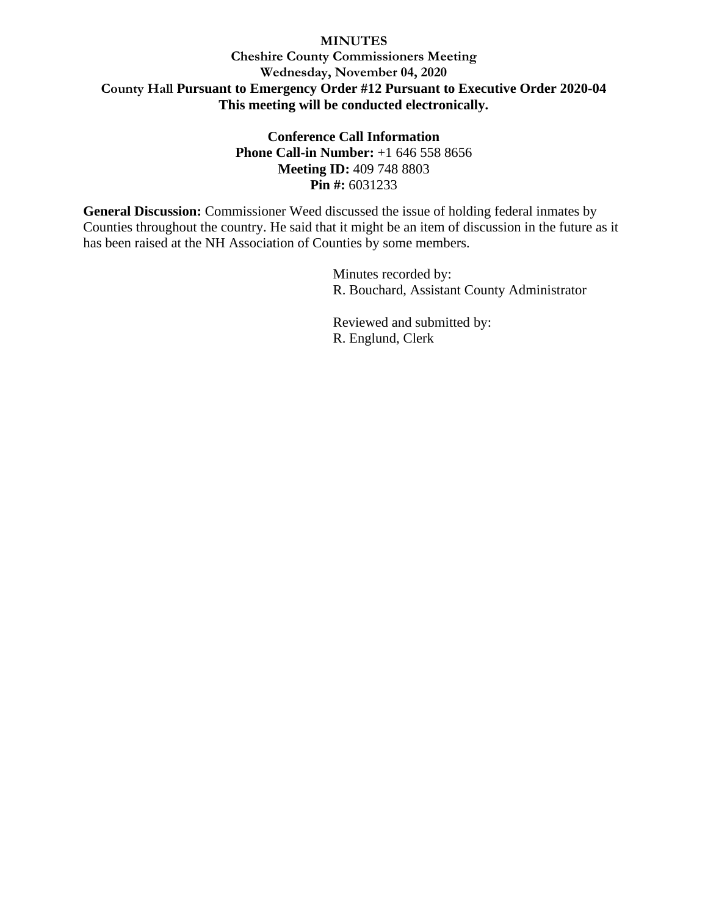**MINUTES**
**Cheshire County Commissioners Meeting**
**Wednesday, November 04, 2020**
**County Hall Pursuant to Emergency Order #12 Pursuant to Executive Order 2020-04**
**This meeting will be conducted electronically.**

**Conference Call Information**
**Phone Call-in Number:** +1 646 558 8656
**Meeting ID:** 409 748 8803
**Pin #:** 6031233

**General Discussion:** Commissioner Weed discussed the issue of holding federal inmates by Counties throughout the country. He said that it might be an item of discussion in the future as it has been raised at the NH Association of Counties by some members.

Minutes recorded by:
R. Bouchard, Assistant County Administrator

Reviewed and submitted by:
R. Englund, Clerk